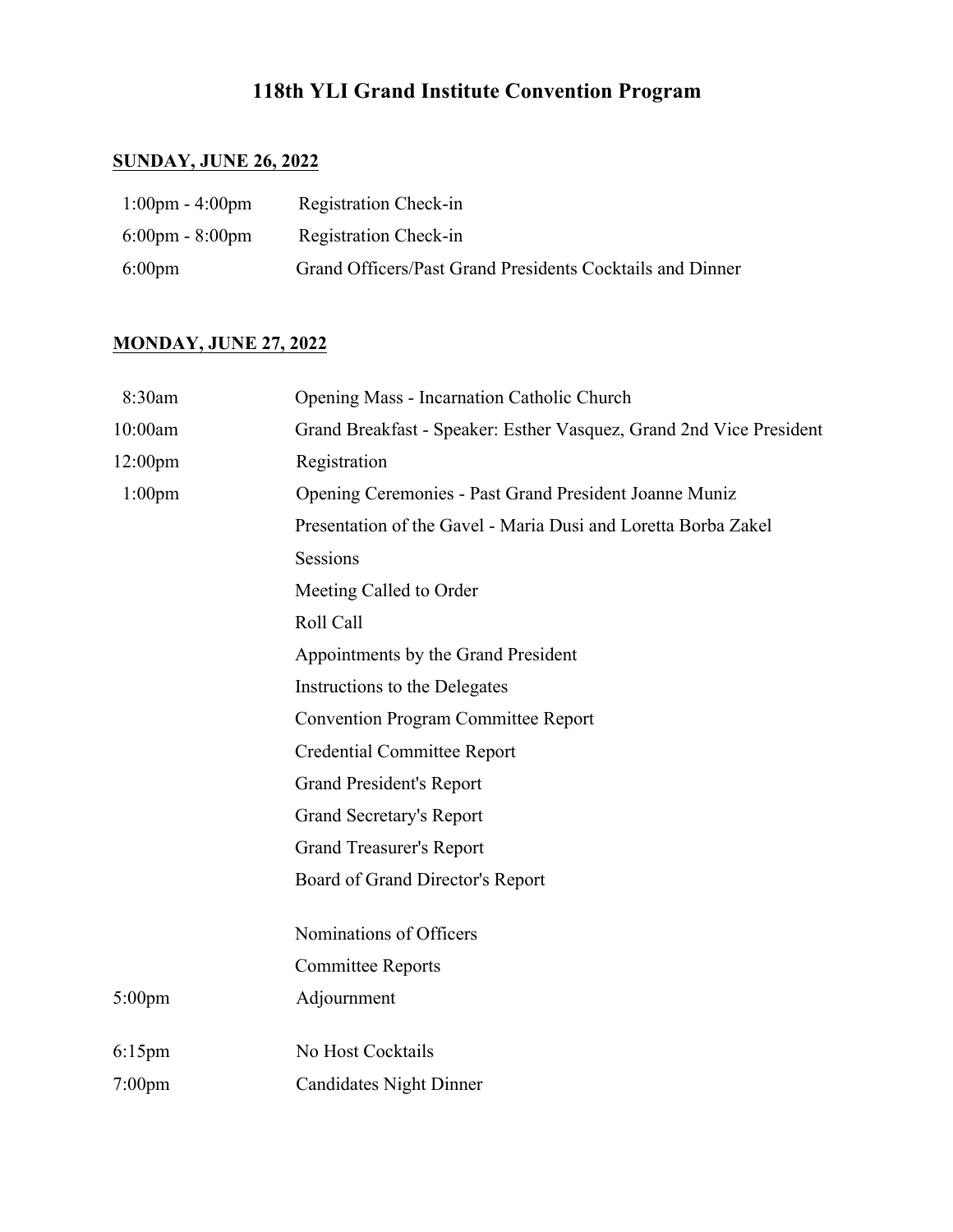# 118th YLI Grand Institute Convention Program

## SUNDAY, JUNE 26, 2022

| | |
|---|---|
| 1:00pm - 4:00pm | Registration Check-in |
| 6:00pm - 8:00pm | Registration Check-in |
| 6:00pm | Grand Officers/Past Grand Presidents Cocktails and Dinner |

## MONDAY, JUNE 27, 2022

| | |
|---|---|
| 8:30am | Opening Mass - Incarnation Catholic Church |
| 10:00am | Grand Breakfast - Speaker: Esther Vasquez, Grand 2nd Vice President |
| 12:00pm | Registration |
| 1:00pm | Opening Ceremonies - Past Grand President Joanne Muniz |
| | Presentation of the Gavel - Maria Dusi and Loretta Borba Zakel |
| | Sessions |
| | Meeting Called to Order |
| | Roll Call |
| | Appointments by the Grand President |
| | Instructions to the Delegates |
| | Convention Program Committee Report |
| | Credential Committee Report |
| | Grand President's Report |
| | Grand Secretary's Report |
| | Grand Treasurer's Report |
| | Board of Grand Director's Report |
| | Nominations of Officers |
| | Committee Reports |
| 5:00pm | Adjournment |
| 6:15pm | No Host Cocktails |
| 7:00pm | Candidates Night Dinner |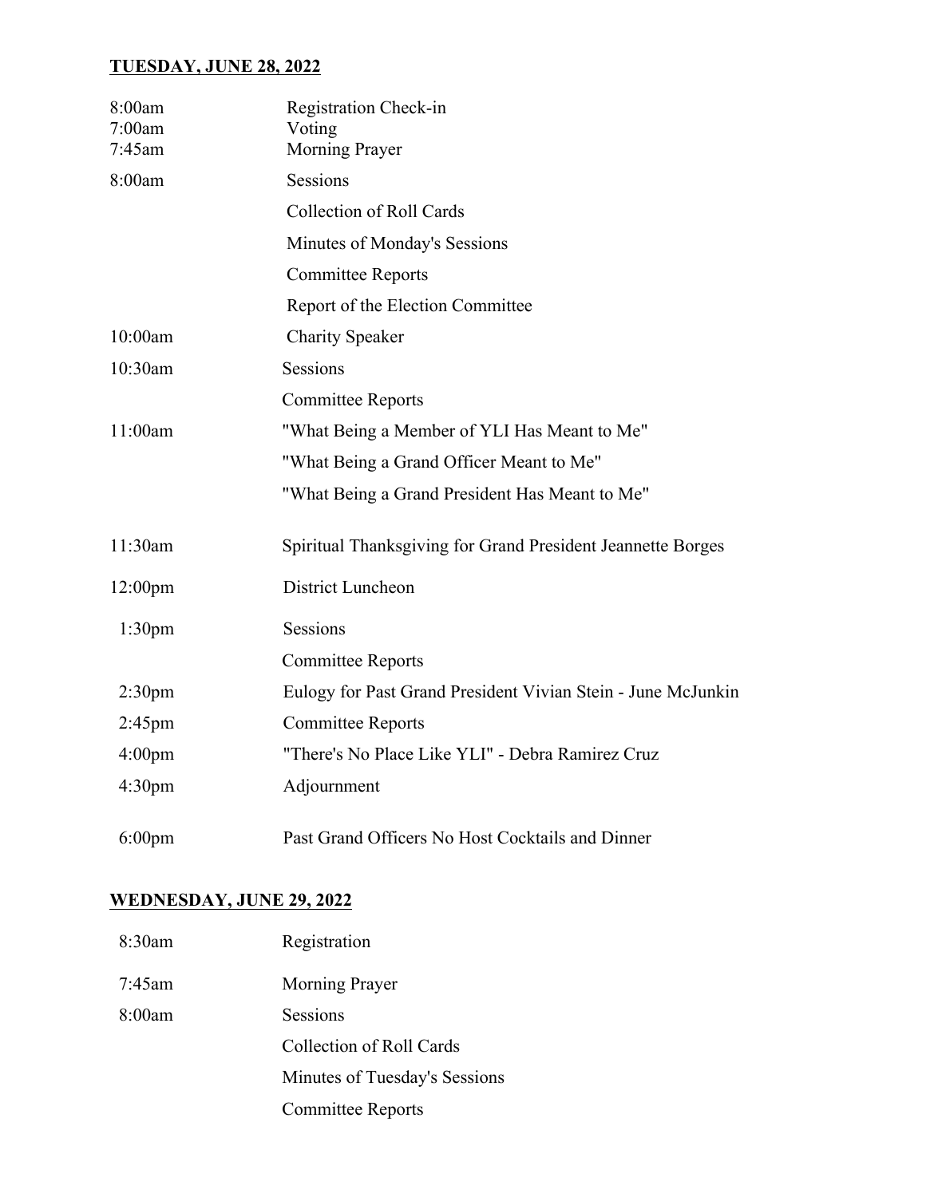**TUESDAY, JUNE 28, 2022**

| | |
|---|---|
| 8:00am | Registration Check-in |
| 7:00am | Voting |
| 7:45am | Morning Prayer |
| 8:00am | Sessions |
| | Collection of Roll Cards |
| | Minutes of Monday's Sessions |
| | Committee Reports |
| | Report of the Election Committee |
| 10:00am | Charity Speaker |
| 10:30am | Sessions |
| | Committee Reports |
| 11:00am | "What Being a Member of YLI Has Meant to Me" |
| | "What Being a Grand Officer Meant to Me" |
| | "What Being a Grand President Has Meant to Me" |
| 11:30am | Spiritual Thanksgiving for Grand President Jeannette Borges |
| 12:00pm | District Luncheon |
| 1:30pm | Sessions |
| | Committee Reports |
| 2:30pm | Eulogy for Past Grand President Vivian Stein - June McJunkin |
| 2:45pm | Committee Reports |
| 4:00pm | "There's No Place Like YLI" - Debra Ramirez Cruz |
| 4:30pm | Adjournment |
| 6:00pm | Past Grand Officers No Host Cocktails and Dinner |

**WEDNESDAY, JUNE 29, 2022**

| | |
|---|---|
| 8:30am | Registration |
| 7:45am | Morning Prayer |
| 8:00am | Sessions |
| | Collection of Roll Cards |
| | Minutes of Tuesday's Sessions |
| | Committee Reports |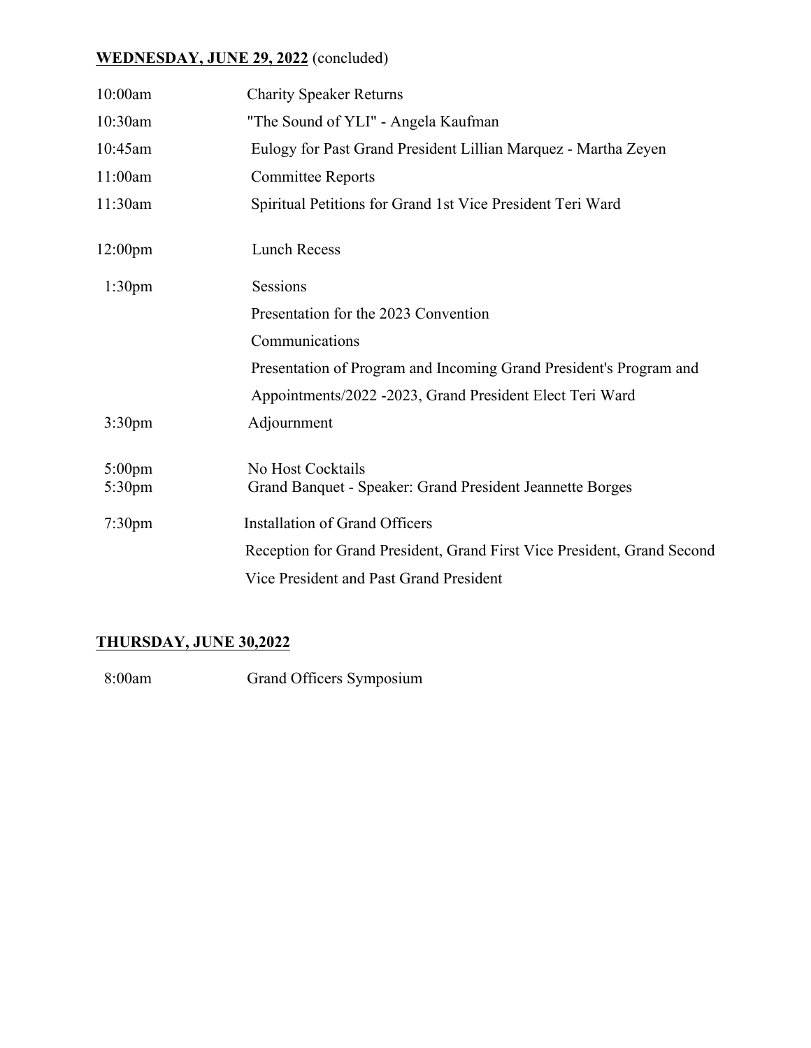**WEDNESDAY, JUNE 29, 2022** (concluded)

| | |
|---|---|
| 10:00am | Charity Speaker Returns |
| 10:30am | "The Sound of YLI" - Angela Kaufman |
| 10:45am | Eulogy for Past Grand President Lillian Marquez - Martha Zeyen |
| 11:00am | Committee Reports |
| 11:30am | Spiritual Petitions for Grand 1st Vice President Teri Ward |
| 12:00pm | Lunch Recess |
| 1:30pm | Sessions |
| | Presentation for the 2023 Convention |
| | Communications |
| | Presentation of Program and Incoming Grand President's Program and Appointments/2022 -2023, Grand President Elect Teri Ward |
| 3:30pm | Adjournment |
| 5:00pm | No Host Cocktails |
| 5:30pm | Grand Banquet - Speaker: Grand President Jeannette Borges |
| 7:30pm | Installation of Grand Officers |
| | Reception for Grand President, Grand First Vice President, Grand Second Vice President and Past Grand President |

**THURSDAY, JUNE 30,2022**

| | |
|---|---|
| 8:00am | Grand Officers Symposium |